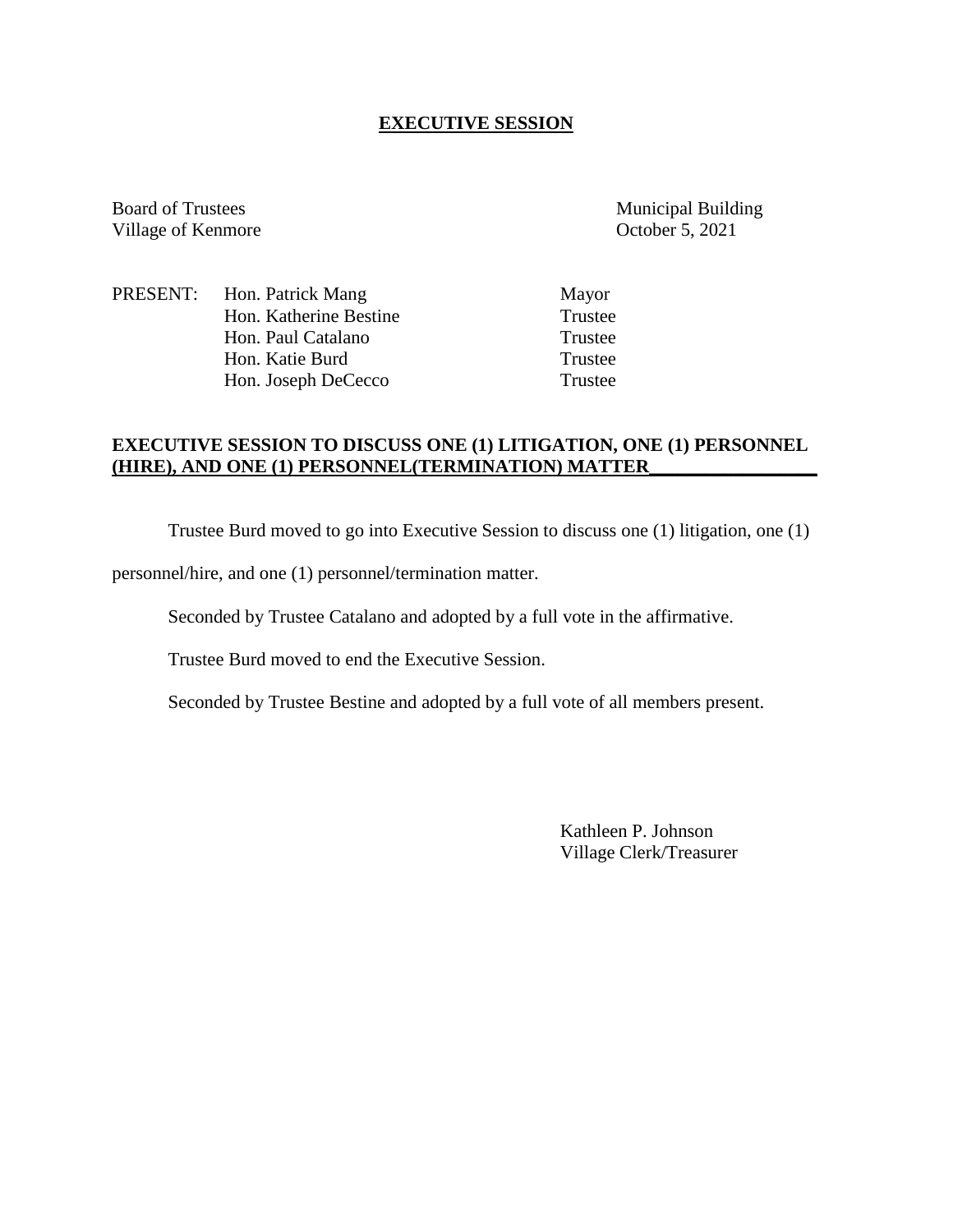## EXECUTIVE SESSION

Board of Trustees
Village of Kenmore

Municipal Building
October 5, 2021

| PRESENT: | | |
|---|---|---|
| | Hon. Patrick Mang | Mayor |
| | Hon. Katherine Bestine | Trustee |
| | Hon. Paul Catalano | Trustee |
| | Hon. Katie Burd | Trustee |
| | Hon. Joseph DeCecco | Trustee |

**EXECUTIVE SESSION TO DISCUSS ONE (1) LITIGATION, ONE (1) PERSONNEL (HIRE), AND ONE (1) PERSONNEL(TERMINATION) MATTER**

Trustee Burd moved to go into Executive Session to discuss one (1) litigation, one (1) personnel/hire, and one (1) personnel/termination matter.

Seconded by Trustee Catalano and adopted by a full vote in the affirmative.

Trustee Burd moved to end the Executive Session.

Seconded by Trustee Bestine and adopted by a full vote of all members present.

Kathleen P. Johnson
Village Clerk/Treasurer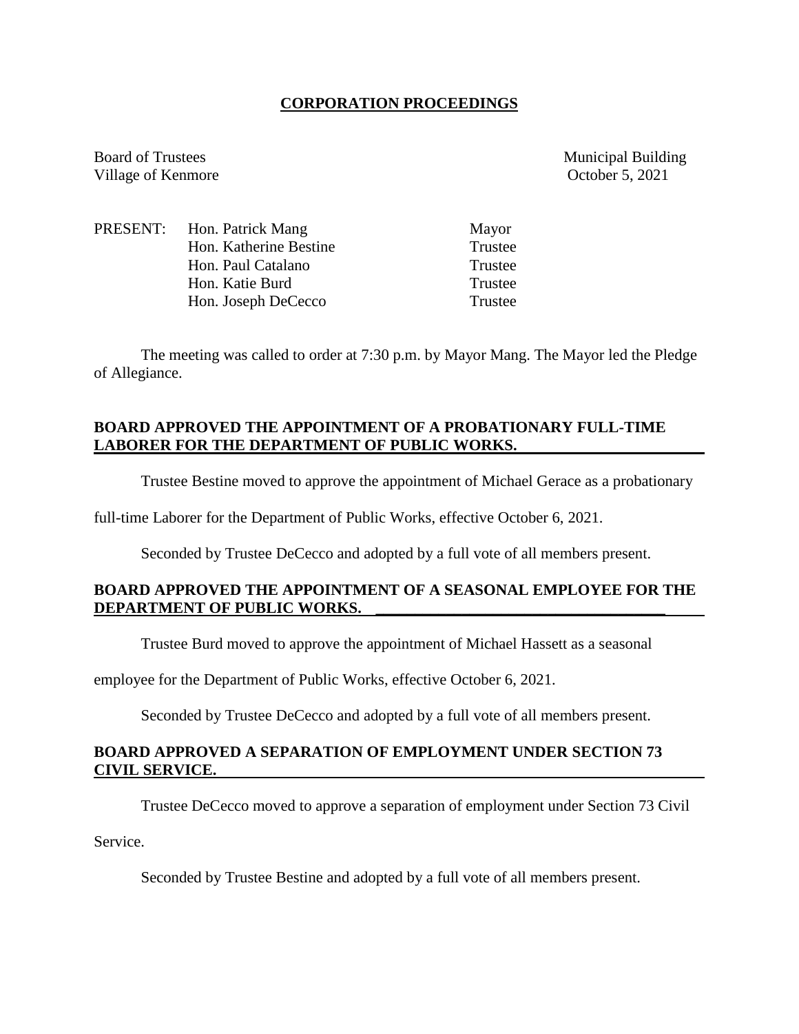## CORPORATION PROCEEDINGS

Board of Trustees
Village of Kenmore

Municipal Building
October 5, 2021

| PRESENT: | Hon. Patrick Mang | Mayor |
|---|---|---|
| | Hon. Katherine Bestine | Trustee |
| | Hon. Paul Catalano | Trustee |
| | Hon. Katie Burd | Trustee |
| | Hon. Joseph DeCecco | Trustee |

The meeting was called to order at 7:30 p.m. by Mayor Mang. The Mayor led the Pledge of Allegiance.

**BOARD APPROVED THE APPOINTMENT OF A PROBATIONARY FULL-TIME LABORER FOR THE DEPARTMENT OF PUBLIC WORKS.**

Trustee Bestine moved to approve the appointment of Michael Gerace as a probationary full-time Laborer for the Department of Public Works, effective October 6, 2021.

Seconded by Trustee DeCecco and adopted by a full vote of all members present.

**BOARD APPROVED THE APPOINTMENT OF A SEASONAL EMPLOYEE FOR THE DEPARTMENT OF PUBLIC WORKS.**

Trustee Burd moved to approve the appointment of Michael Hassett as a seasonal employee for the Department of Public Works, effective October 6, 2021.

Seconded by Trustee DeCecco and adopted by a full vote of all members present.

**BOARD APPROVED A SEPARATION OF EMPLOYMENT UNDER SECTION 73 CIVIL SERVICE.**

Trustee DeCecco moved to approve a separation of employment under Section 73 Civil Service.

Seconded by Trustee Bestine and adopted by a full vote of all members present.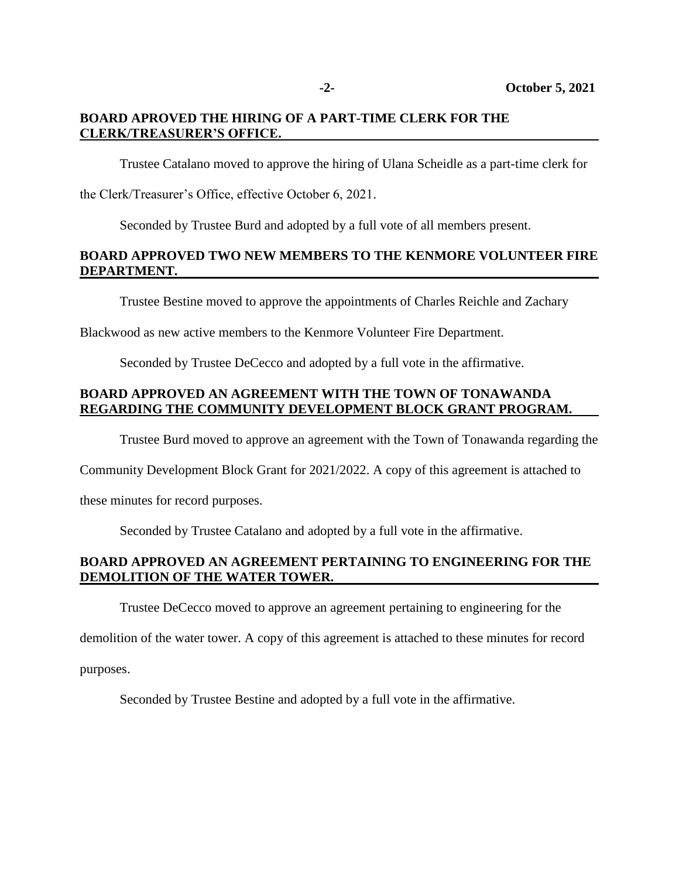**BOARD APROVED THE HIRING OF A PART-TIME CLERK FOR THE CLERK/TREASURER'S OFFICE.**

Trustee Catalano moved to approve the hiring of Ulana Scheidle as a part-time clerk for the Clerk/Treasurer's Office, effective October 6, 2021.

Seconded by Trustee Burd and adopted by a full vote of all members present.

**BOARD APPROVED TWO NEW MEMBERS TO THE KENMORE VOLUNTEER FIRE DEPARTMENT.**

Trustee Bestine moved to approve the appointments of Charles Reichle and Zachary Blackwood as new active members to the Kenmore Volunteer Fire Department.

Seconded by Trustee DeCecco and adopted by a full vote in the affirmative.

**BOARD APPROVED AN AGREEMENT WITH THE TOWN OF TONAWANDA REGARDING THE COMMUNITY DEVELOPMENT BLOCK GRANT PROGRAM.**

Trustee Burd moved to approve an agreement with the Town of Tonawanda regarding the Community Development Block Grant for 2021/2022. A copy of this agreement is attached to these minutes for record purposes.

Seconded by Trustee Catalano and adopted by a full vote in the affirmative.

**BOARD APPROVED AN AGREEMENT PERTAINING TO ENGINEERING FOR THE DEMOLITION OF THE WATER TOWER.**

Trustee DeCecco moved to approve an agreement pertaining to engineering for the demolition of the water tower. A copy of this agreement is attached to these minutes for record purposes.

Seconded by Trustee Bestine and adopted by a full vote in the affirmative.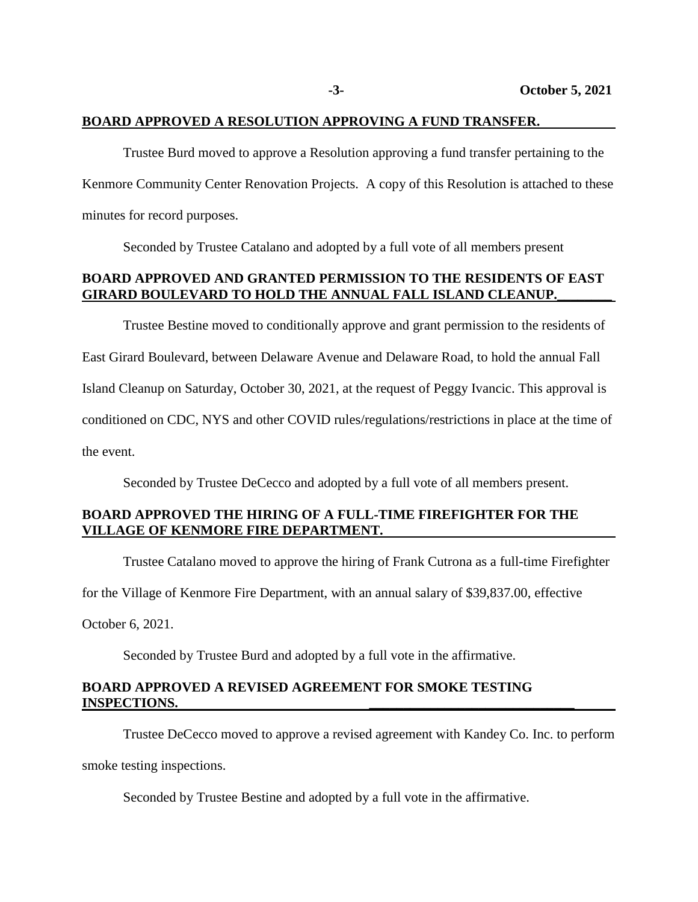**BOARD APPROVED A RESOLUTION APPROVING A FUND TRANSFER.**

Trustee Burd moved to approve a Resolution approving a fund transfer pertaining to the Kenmore Community Center Renovation Projects. A copy of this Resolution is attached to these minutes for record purposes.

Seconded by Trustee Catalano and adopted by a full vote of all members present

**BOARD APPROVED AND GRANTED PERMISSION TO THE RESIDENTS OF EAST GIRARD BOULEVARD TO HOLD THE ANNUAL FALL ISLAND CLEANUP.**

Trustee Bestine moved to conditionally approve and grant permission to the residents of East Girard Boulevard, between Delaware Avenue and Delaware Road, to hold the annual Fall Island Cleanup on Saturday, October 30, 2021, at the request of Peggy Ivancic. This approval is conditioned on CDC, NYS and other COVID rules/regulations/restrictions in place at the time of the event.

Seconded by Trustee DeCecco and adopted by a full vote of all members present.

**BOARD APPROVED THE HIRING OF A FULL-TIME FIREFIGHTER FOR THE VILLAGE OF KENMORE FIRE DEPARTMENT.**

Trustee Catalano moved to approve the hiring of Frank Cutrona as a full-time Firefighter for the Village of Kenmore Fire Department, with an annual salary of $39,837.00, effective October 6, 2021.

Seconded by Trustee Burd and adopted by a full vote in the affirmative.

**BOARD APPROVED A REVISED AGREEMENT FOR SMOKE TESTING INSPECTIONS.**

Trustee DeCecco moved to approve a revised agreement with Kandey Co. Inc. to perform smoke testing inspections.

Seconded by Trustee Bestine and adopted by a full vote in the affirmative.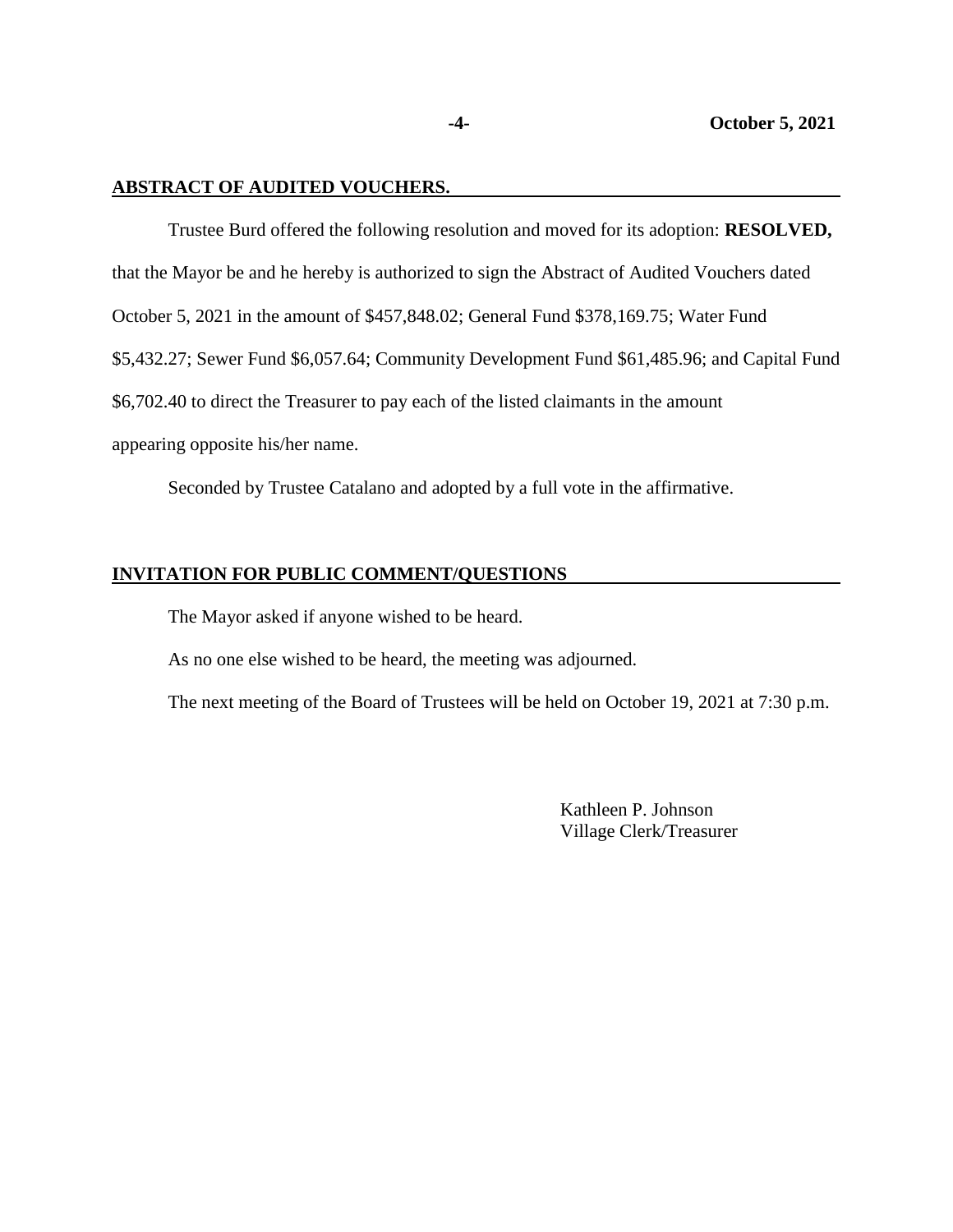## ABSTRACT OF AUDITED VOUCHERS.

Trustee Burd offered the following resolution and moved for its adoption: **RESOLVED,** that the Mayor be and he hereby is authorized to sign the Abstract of Audited Vouchers dated October 5, 2021 in the amount of $457,848.02; General Fund $378,169.75; Water Fund $5,432.27; Sewer Fund $6,057.64; Community Development Fund $61,485.96; and Capital Fund $6,702.40 to direct the Treasurer to pay each of the listed claimants in the amount appearing opposite his/her name.

Seconded by Trustee Catalano and adopted by a full vote in the affirmative.

## INVITATION FOR PUBLIC COMMENT/QUESTIONS

The Mayor asked if anyone wished to be heard.

As no one else wished to be heard, the meeting was adjourned.

The next meeting of the Board of Trustees will be held on October 19, 2021 at 7:30 p.m.

Kathleen P. Johnson
Village Clerk/Treasurer